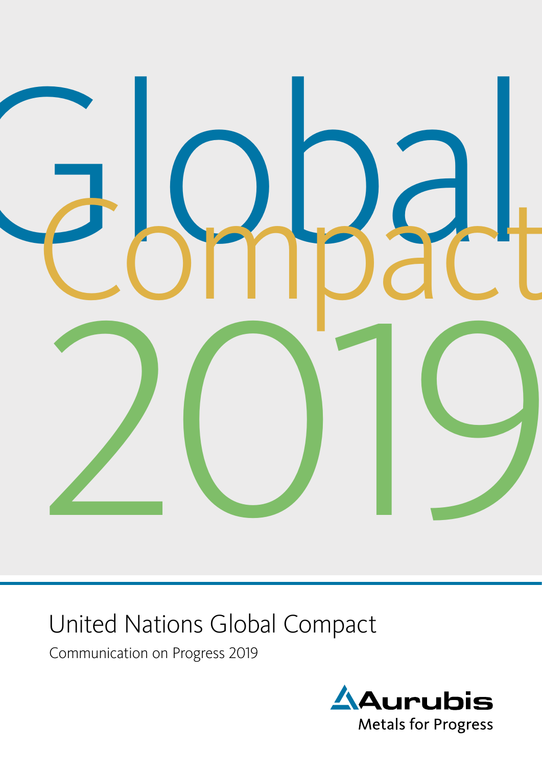# Global Compact 2019

## United Nations Global Compact

Communication on Progress 2019

Aurubis
Metals for Progress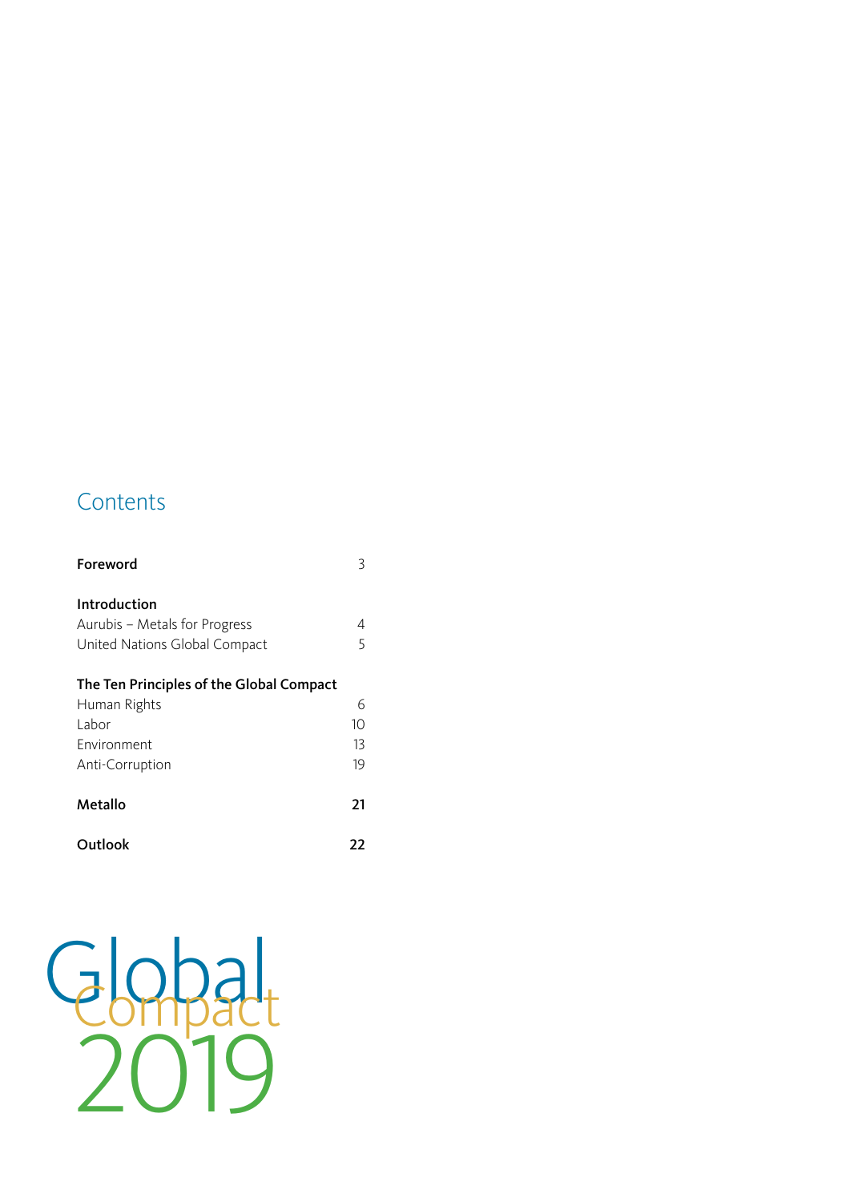# Contents

| | |
|---|---|
| **Foreword** | 3 |
| **Introduction** | |
| Aurubis – Metals for Progress | 4 |
| United Nations Global Compact | 5 |
| **The Ten Principles of the Global Compact** | |
| Human Rights | 6 |
| Labor | 10 |
| Environment | 13 |
| Anti-Corruption | 19 |
| **Metallo** | **21** |
| **Outlook** | **22** |

Global Compact 2019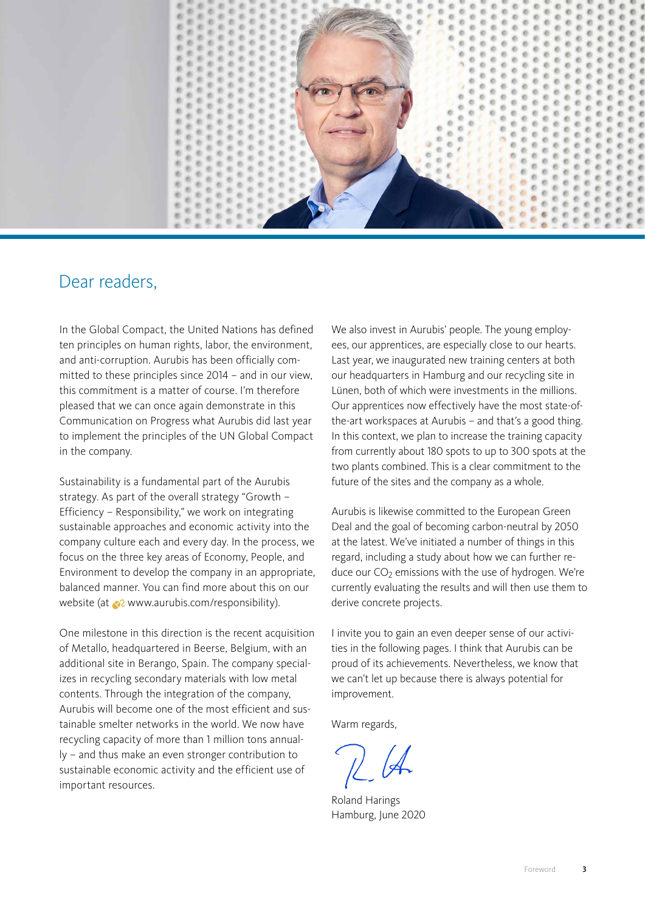## Dear readers,

In the Global Compact, the United Nations has defined ten principles on human rights, labor, the environment, and anti-corruption. Aurubis has been officially committed to these principles since 2014 – and in our view, this commitment is a matter of course. I'm therefore pleased that we can once again demonstrate in this Communication on Progress what Aurubis did last year to implement the principles of the UN Global Compact in the company.

Sustainability is a fundamental part of the Aurubis strategy. As part of the overall strategy "Growth – Efficiency – Responsibility," we work on integrating sustainable approaches and economic activity into the company culture each and every day. In the process, we focus on the three key areas of Economy, People, and Environment to develop the company in an appropriate, balanced manner. You can find more about this on our website (at www.aurubis.com/responsibility).

One milestone in this direction is the recent acquisition of Metallo, headquartered in Beerse, Belgium, with an additional site in Berango, Spain. The company specializes in recycling secondary materials with low metal contents. Through the integration of the company, Aurubis will become one of the most efficient and sustainable smelter networks in the world. We now have recycling capacity of more than 1 million tons annually – and thus make an even stronger contribution to sustainable economic activity and the efficient use of important resources.

We also invest in Aurubis' people. The young employees, our apprentices, are especially close to our hearts. Last year, we inaugurated new training centers at both our headquarters in Hamburg and our recycling site in Lünen, both of which were investments in the millions. Our apprentices now effectively have the most state-of-the-art workspaces at Aurubis – and that's a good thing. In this context, we plan to increase the training capacity from currently about 180 spots to up to 300 spots at the two plants combined. This is a clear commitment to the future of the sites and the company as a whole.

Aurubis is likewise committed to the European Green Deal and the goal of becoming carbon-neutral by 2050 at the latest. We've initiated a number of things in this regard, including a study about how we can further reduce our $CO_2$ emissions with the use of hydrogen. We're currently evaluating the results and will then use them to derive concrete projects.

I invite you to gain an even deeper sense of our activities in the following pages. I think that Aurubis can be proud of its achievements. Nevertheless, we know that we can't let up because there is always potential for improvement.

Warm regards,

Roland Harings
Hamburg, June 2020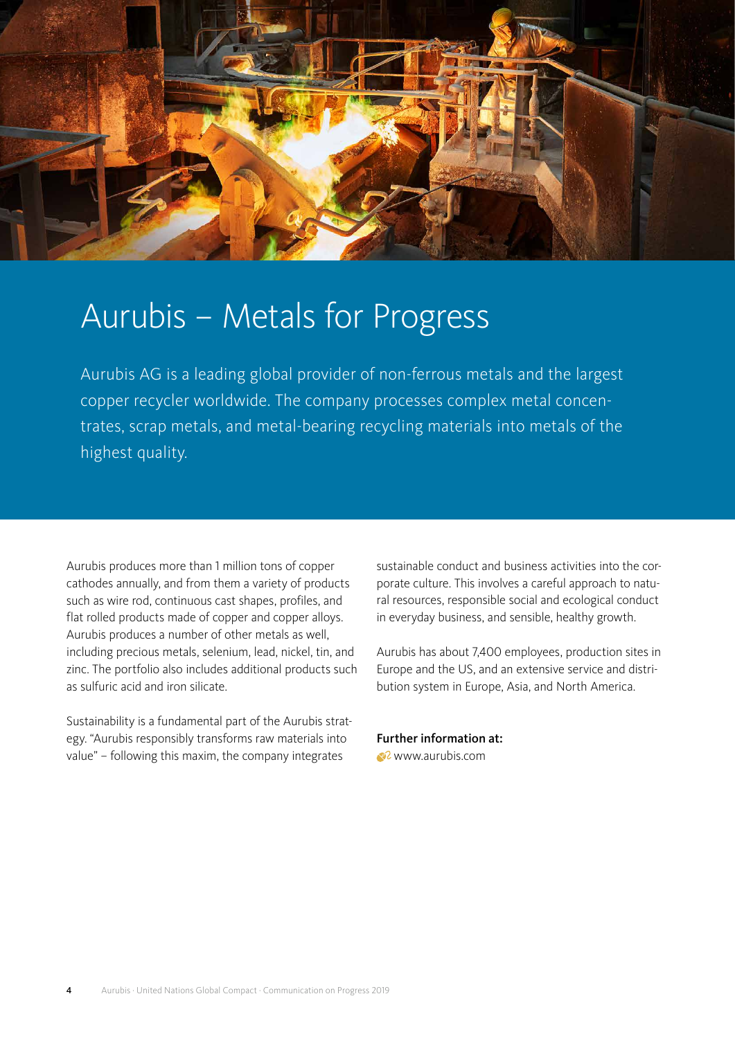# Aurubis – Metals for Progress

Aurubis AG is a leading global provider of non-ferrous metals and the largest copper recycler worldwide. The company processes complex metal concentrates, scrap metals, and metal-bearing recycling materials into metals of the highest quality.

Aurubis produces more than 1 million tons of copper cathodes annually, and from them a variety of products such as wire rod, continuous cast shapes, profiles, and flat rolled products made of copper and copper alloys. Aurubis produces a number of other metals as well, including precious metals, selenium, lead, nickel, tin, and zinc. The portfolio also includes additional products such as sulfuric acid and iron silicate.

Sustainability is a fundamental part of the Aurubis strategy. "Aurubis responsibly transforms raw materials into value" – following this maxim, the company integrates sustainable conduct and business activities into the corporate culture. This involves a careful approach to natural resources, responsible social and ecological conduct in everyday business, and sensible, healthy growth.

Aurubis has about 7,400 employees, production sites in Europe and the US, and an extensive service and distribution system in Europe, Asia, and North America.

**Further information at:**
www.aurubis.com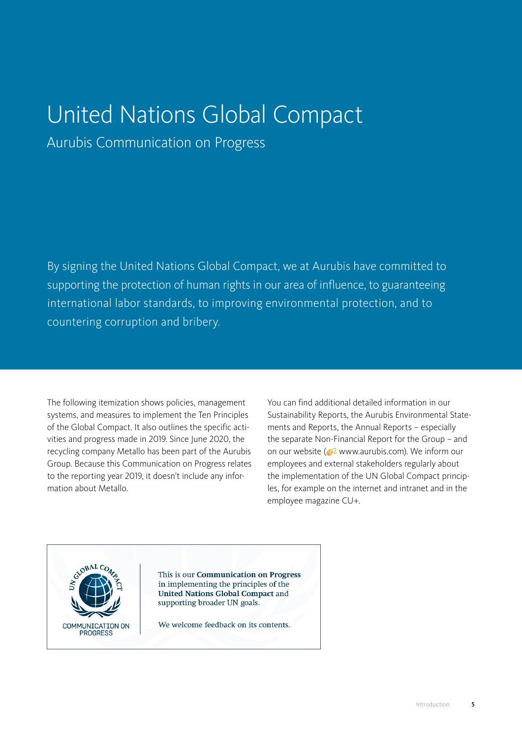# United Nations Global Compact

## Aurubis Communication on Progress

By signing the United Nations Global Compact, we at Aurubis have committed to supporting the protection of human rights in our area of influence, to guaranteeing international labor standards, to improving environmental protection, and to countering corruption and bribery.

The following itemization shows policies, management systems, and measures to implement the Ten Principles of the Global Compact. It also outlines the specific activities and progress made in 2019. Since June 2020, the recycling company Metallo has been part of the Aurubis Group. Because this Communication on Progress relates to the reporting year 2019, it doesn't include any information about Metallo.

You can find additional detailed information in our Sustainability Reports, the Aurubis Environmental Statements and Reports, the Annual Reports – especially the separate Non-Financial Report for the Group – and on our website (www.aurubis.com). We inform our employees and external stakeholders regularly about the implementation of the UN Global Compact principles, for example on the internet and intranet and in the employee magazine CU+.

UN GLOBAL COMPACT
COMMUNICATION ON PROGRESS

This is our **Communication on Progress** in implementing the principles of the **United Nations Global Compact** and supporting broader UN goals.

We welcome feedback on its contents.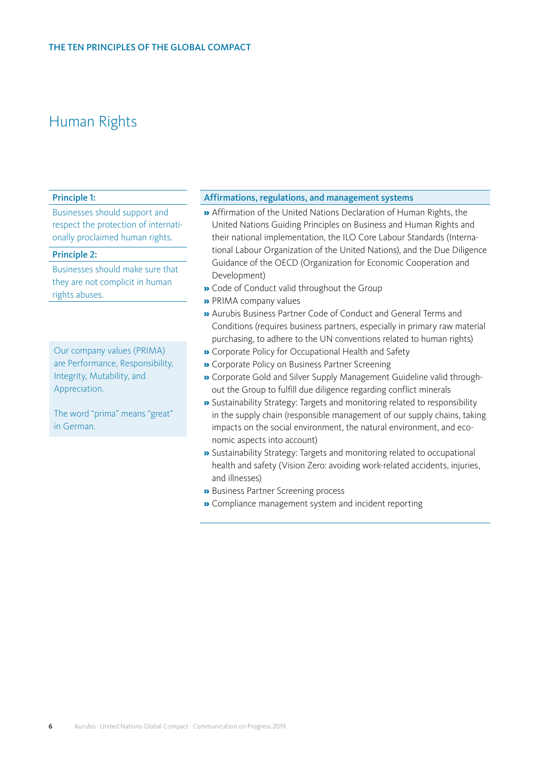THE TEN PRINCIPLES OF THE GLOBAL COMPACT

# Human Rights

**Principle 1:**

Businesses should support and respect the protection of internationally proclaimed human rights.

**Principle 2:**

Businesses should make sure that they are not complicit in human rights abuses.

Our company values (PRIMA) are Performance, Responsibility, Integrity, Mutability, and Appreciation.

The word "prima" means "great" in German.

**Affirmations, regulations, and management systems**

- Affirmation of the United Nations Declaration of Human Rights, the United Nations Guiding Principles on Business and Human Rights and their national implementation, the ILO Core Labour Standards (International Labour Organization of the United Nations), and the Due Diligence Guidance of the OECD (Organization for Economic Cooperation and Development)
- Code of Conduct valid throughout the Group
- PRIMA company values
- Aurubis Business Partner Code of Conduct and General Terms and Conditions (requires business partners, especially in primary raw material purchasing, to adhere to the UN conventions related to human rights)
- Corporate Policy for Occupational Health and Safety
- Corporate Policy on Business Partner Screening
- Corporate Gold and Silver Supply Management Guideline valid throughout the Group to fulfill due diligence regarding conflict minerals
- Sustainability Strategy: Targets and monitoring related to responsibility in the supply chain (responsible management of our supply chains, taking impacts on the social environment, the natural environment, and economic aspects into account)
- Sustainability Strategy: Targets and monitoring related to occupational health and safety (Vision Zero: avoiding work-related accidents, injuries, and illnesses)
- Business Partner Screening process
- Compliance management system and incident reporting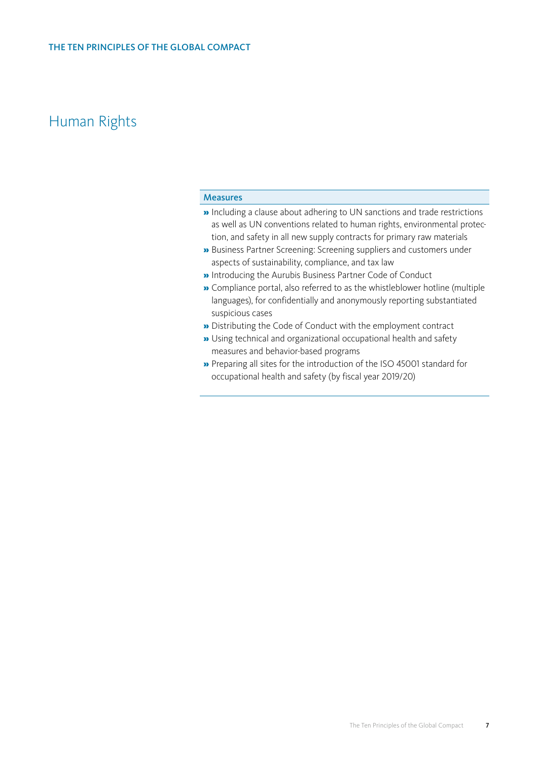THE TEN PRINCIPLES OF THE GLOBAL COMPACT

# Human Rights

### Measures

- Including a clause about adhering to UN sanctions and trade restrictions as well as UN conventions related to human rights, environmental protection, and safety in all new supply contracts for primary raw materials
- Business Partner Screening: Screening suppliers and customers under aspects of sustainability, compliance, and tax law
- Introducing the Aurubis Business Partner Code of Conduct
- Compliance portal, also referred to as the whistleblower hotline (multiple languages), for confidentially and anonymously reporting substantiated suspicious cases
- Distributing the Code of Conduct with the employment contract
- Using technical and organizational occupational health and safety measures and behavior-based programs
- Preparing all sites for the introduction of the ISO 45001 standard for occupational health and safety (by fiscal year 2019/20)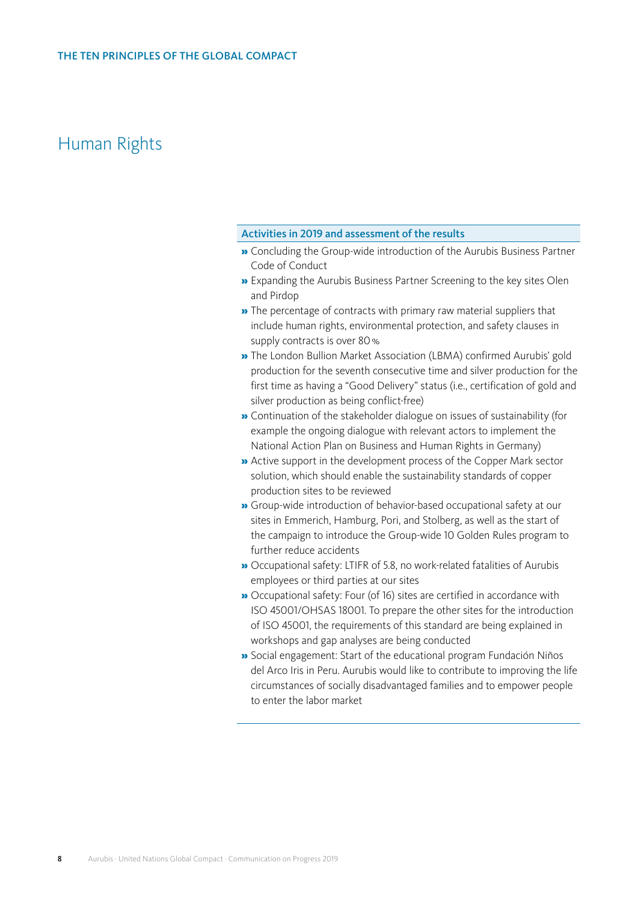THE TEN PRINCIPLES OF THE GLOBAL COMPACT

# Human Rights

### Activities in 2019 and assessment of the results

- Concluding the Group-wide introduction of the Aurubis Business Partner Code of Conduct
- Expanding the Aurubis Business Partner Screening to the key sites Olen and Pirdop
- The percentage of contracts with primary raw material suppliers that include human rights, environmental protection, and safety clauses in supply contracts is over 80 %
- The London Bullion Market Association (LBMA) confirmed Aurubis' gold production for the seventh consecutive time and silver production for the first time as having a "Good Delivery" status (i.e., certification of gold and silver production as being conflict-free)
- Continuation of the stakeholder dialogue on issues of sustainability (for example the ongoing dialogue with relevant actors to implement the National Action Plan on Business and Human Rights in Germany)
- Active support in the development process of the Copper Mark sector solution, which should enable the sustainability standards of copper production sites to be reviewed
- Group-wide introduction of behavior-based occupational safety at our sites in Emmerich, Hamburg, Pori, and Stolberg, as well as the start of the campaign to introduce the Group-wide 10 Golden Rules program to further reduce accidents
- Occupational safety: LTIFR of 5.8, no work-related fatalities of Aurubis employees or third parties at our sites
- Occupational safety: Four (of 16) sites are certified in accordance with ISO 45001/OHSAS 18001. To prepare the other sites for the introduction of ISO 45001, the requirements of this standard are being explained in workshops and gap analyses are being conducted
- Social engagement: Start of the educational program Fundación Niños del Arco Iris in Peru. Aurubis would like to contribute to improving the life circumstances of socially disadvantaged families and to empower people to enter the labor market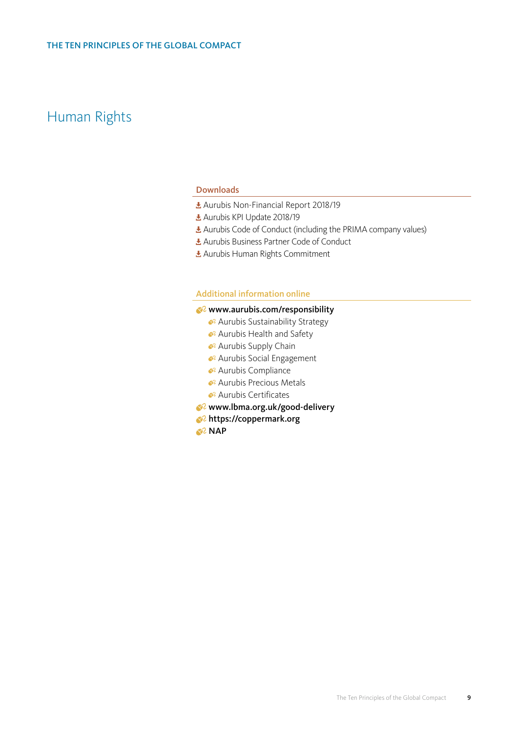# Human Rights

## Downloads

- Aurubis Non-Financial Report 2018/19
- Aurubis KPI Update 2018/19
- Aurubis Code of Conduct (including the PRIMA company values)
- Aurubis Business Partner Code of Conduct
- Aurubis Human Rights Commitment

## Additional information online

- **www.aurubis.com/responsibility**
  - Aurubis Sustainability Strategy
  - Aurubis Health and Safety
  - Aurubis Supply Chain
  - Aurubis Social Engagement
  - Aurubis Compliance
  - Aurubis Precious Metals
  - Aurubis Certificates
- **www.lbma.org.uk/good-delivery**
- **https://coppermark.org**
- **NAP**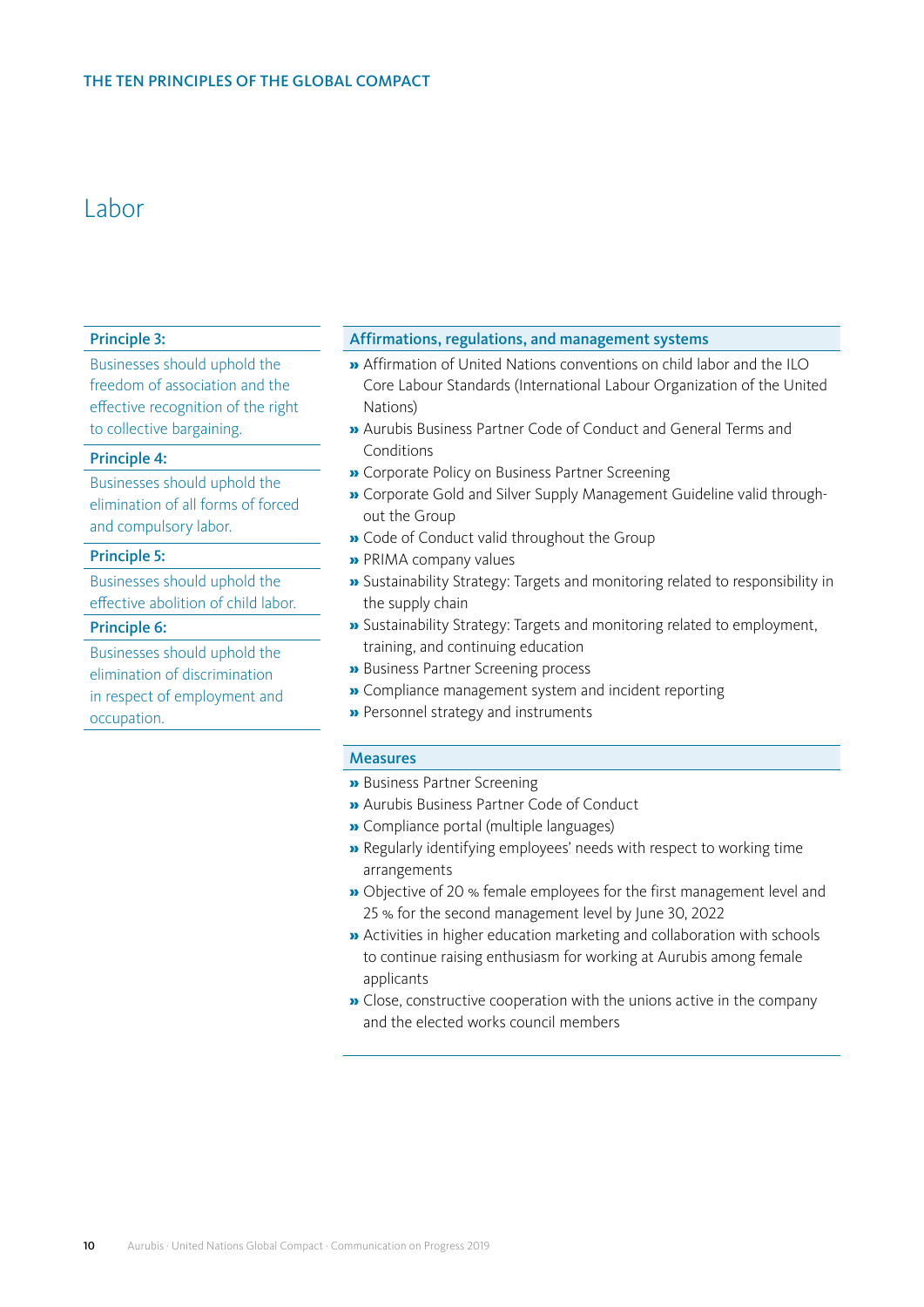# Labor

**Principle 3:**

Businesses should uphold the freedom of association and the effective recognition of the right to collective bargaining.

**Principle 4:**

Businesses should uphold the elimination of all forms of forced and compulsory labor.

**Principle 5:**

Businesses should uphold the effective abolition of child labor.

**Principle 6:**

Businesses should uphold the elimination of discrimination in respect of employment and occupation.

### Affirmations, regulations, and management systems

- Affirmation of United Nations conventions on child labor and the ILO Core Labour Standards (International Labour Organization of the United Nations)
- Aurubis Business Partner Code of Conduct and General Terms and Conditions
- Corporate Policy on Business Partner Screening
- Corporate Gold and Silver Supply Management Guideline valid throughout the Group
- Code of Conduct valid throughout the Group
- PRIMA company values
- Sustainability Strategy: Targets and monitoring related to responsibility in the supply chain
- Sustainability Strategy: Targets and monitoring related to employment, training, and continuing education
- Business Partner Screening process
- Compliance management system and incident reporting
- Personnel strategy and instruments

### Measures

- Business Partner Screening
- Aurubis Business Partner Code of Conduct
- Compliance portal (multiple languages)
- Regularly identifying employees' needs with respect to working time arrangements
- Objective of 20 % female employees for the first management level and 25 % for the second management level by June 30, 2022
- Activities in higher education marketing and collaboration with schools to continue raising enthusiasm for working at Aurubis among female applicants
- Close, constructive cooperation with the unions active in the company and the elected works council members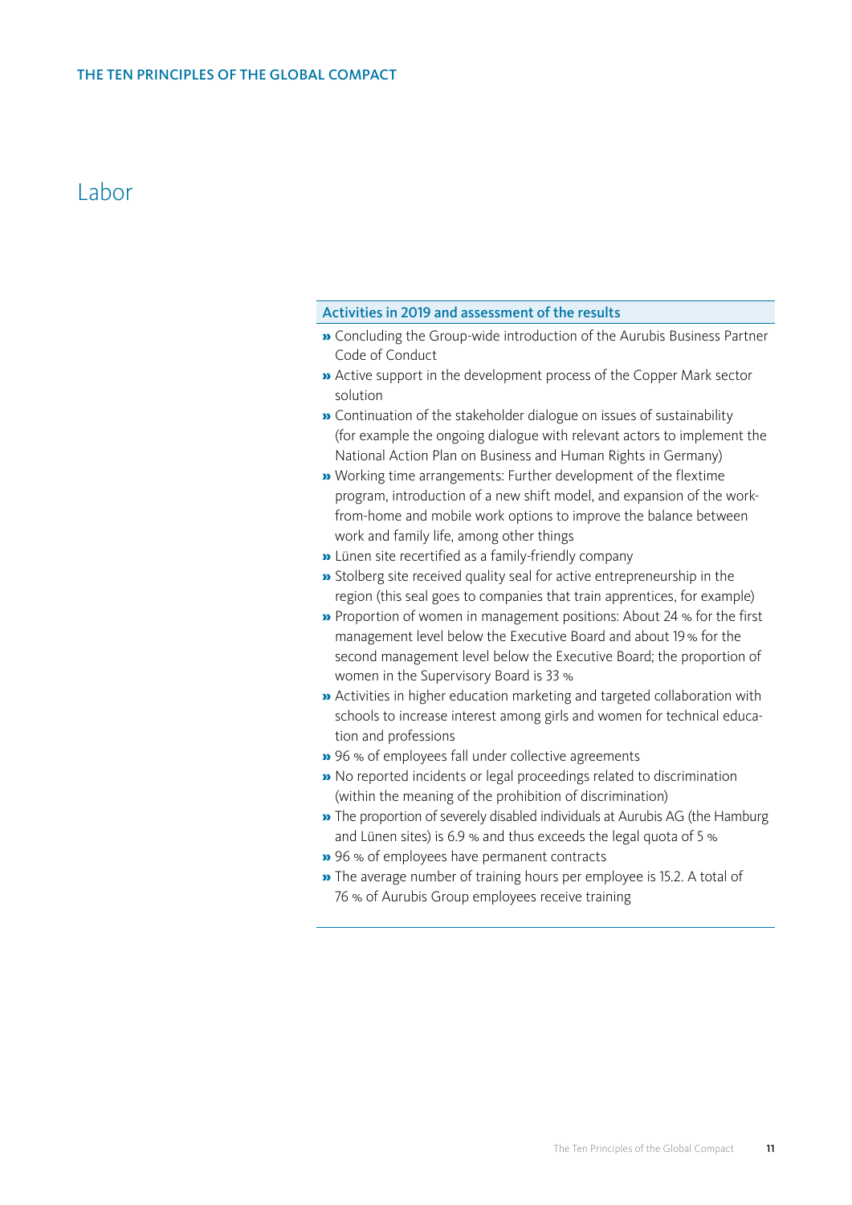# Labor

### Activities in 2019 and assessment of the results

- Concluding the Group-wide introduction of the Aurubis Business Partner Code of Conduct
- Active support in the development process of the Copper Mark sector solution
- Continuation of the stakeholder dialogue on issues of sustainability (for example the ongoing dialogue with relevant actors to implement the National Action Plan on Business and Human Rights in Germany)
- Working time arrangements: Further development of the flextime program, introduction of a new shift model, and expansion of the work-from-home and mobile work options to improve the balance between work and family life, among other things
- Lünen site recertified as a family-friendly company
- Stolberg site received quality seal for active entrepreneurship in the region (this seal goes to companies that train apprentices, for example)
- Proportion of women in management positions: About 24 % for the first management level below the Executive Board and about 19 % for the second management level below the Executive Board; the proportion of women in the Supervisory Board is 33 %
- Activities in higher education marketing and targeted collaboration with schools to increase interest among girls and women for technical education and professions
- 96 % of employees fall under collective agreements
- No reported incidents or legal proceedings related to discrimination (within the meaning of the prohibition of discrimination)
- The proportion of severely disabled individuals at Aurubis AG (the Hamburg and Lünen sites) is 6.9 % and thus exceeds the legal quota of 5 %
- 96 % of employees have permanent contracts
- The average number of training hours per employee is 15.2. A total of 76 % of Aurubis Group employees receive training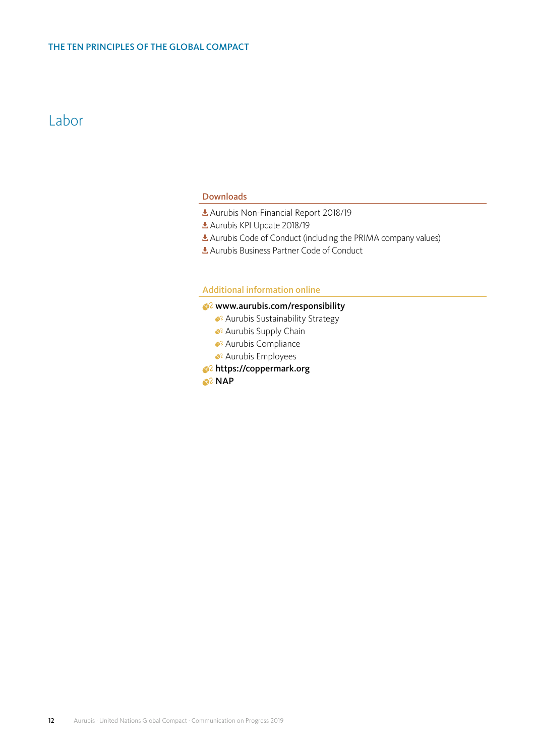# Labor

### Downloads

- Aurubis Non-Financial Report 2018/19
- Aurubis KPI Update 2018/19
- Aurubis Code of Conduct (including the PRIMA company values)
- Aurubis Business Partner Code of Conduct

### Additional information online

- **www.aurubis.com/responsibility**
  - Aurubis Sustainability Strategy
  - Aurubis Supply Chain
  - Aurubis Compliance
  - Aurubis Employees
- **https://coppermark.org**
- **NAP**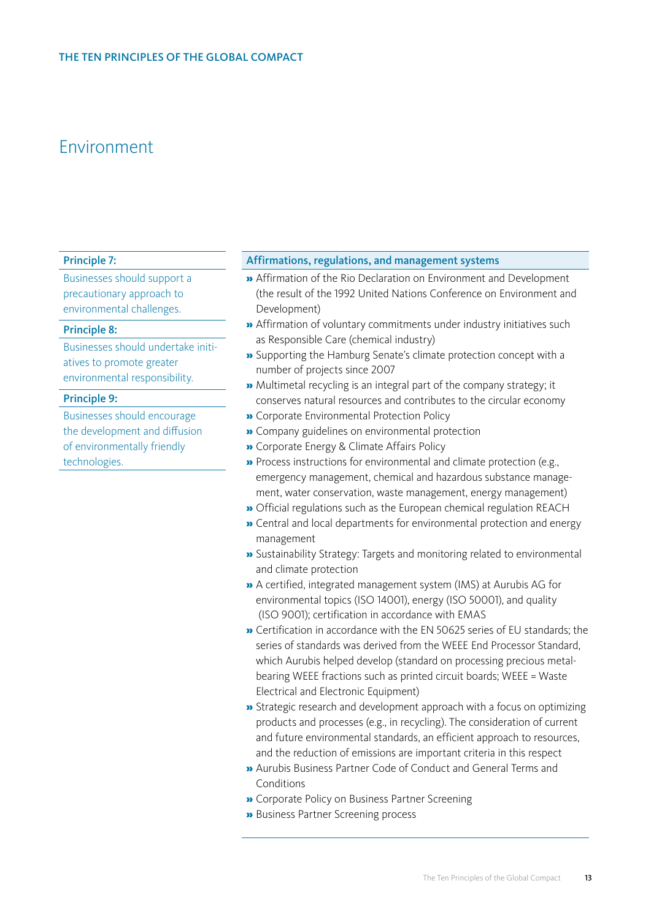THE TEN PRINCIPLES OF THE GLOBAL COMPACT

# Environment

**Principle 7:**

Businesses should support a precautionary approach to environmental challenges.

**Principle 8:**

Businesses should undertake initiatives to promote greater environmental responsibility.

**Principle 9:**

Businesses should encourage the development and diffusion of environmentally friendly technologies.

**Affirmations, regulations, and management systems**

- Affirmation of the Rio Declaration on Environment and Development (the result of the 1992 United Nations Conference on Environment and Development)
- Affirmation of voluntary commitments under industry initiatives such as Responsible Care (chemical industry)
- Supporting the Hamburg Senate's climate protection concept with a number of projects since 2007
- Multimetal recycling is an integral part of the company strategy; it conserves natural resources and contributes to the circular economy
- Corporate Environmental Protection Policy
- Company guidelines on environmental protection
- Corporate Energy & Climate Affairs Policy
- Process instructions for environmental and climate protection (e.g., emergency management, chemical and hazardous substance management, water conservation, waste management, energy management)
- Official regulations such as the European chemical regulation REACH
- Central and local departments for environmental protection and energy management
- Sustainability Strategy: Targets and monitoring related to environmental and climate protection
- A certified, integrated management system (IMS) at Aurubis AG for environmental topics (ISO 14001), energy (ISO 50001), and quality (ISO 9001); certification in accordance with EMAS
- Certification in accordance with the EN 50625 series of EU standards; the series of standards was derived from the WEEE End Processor Standard, which Aurubis helped develop (standard on processing precious metal-bearing WEEE fractions such as printed circuit boards; WEEE = Waste Electrical and Electronic Equipment)
- Strategic research and development approach with a focus on optimizing products and processes (e.g., in recycling). The consideration of current and future environmental standards, an efficient approach to resources, and the reduction of emissions are important criteria in this respect
- Aurubis Business Partner Code of Conduct and General Terms and Conditions
- Corporate Policy on Business Partner Screening
- Business Partner Screening process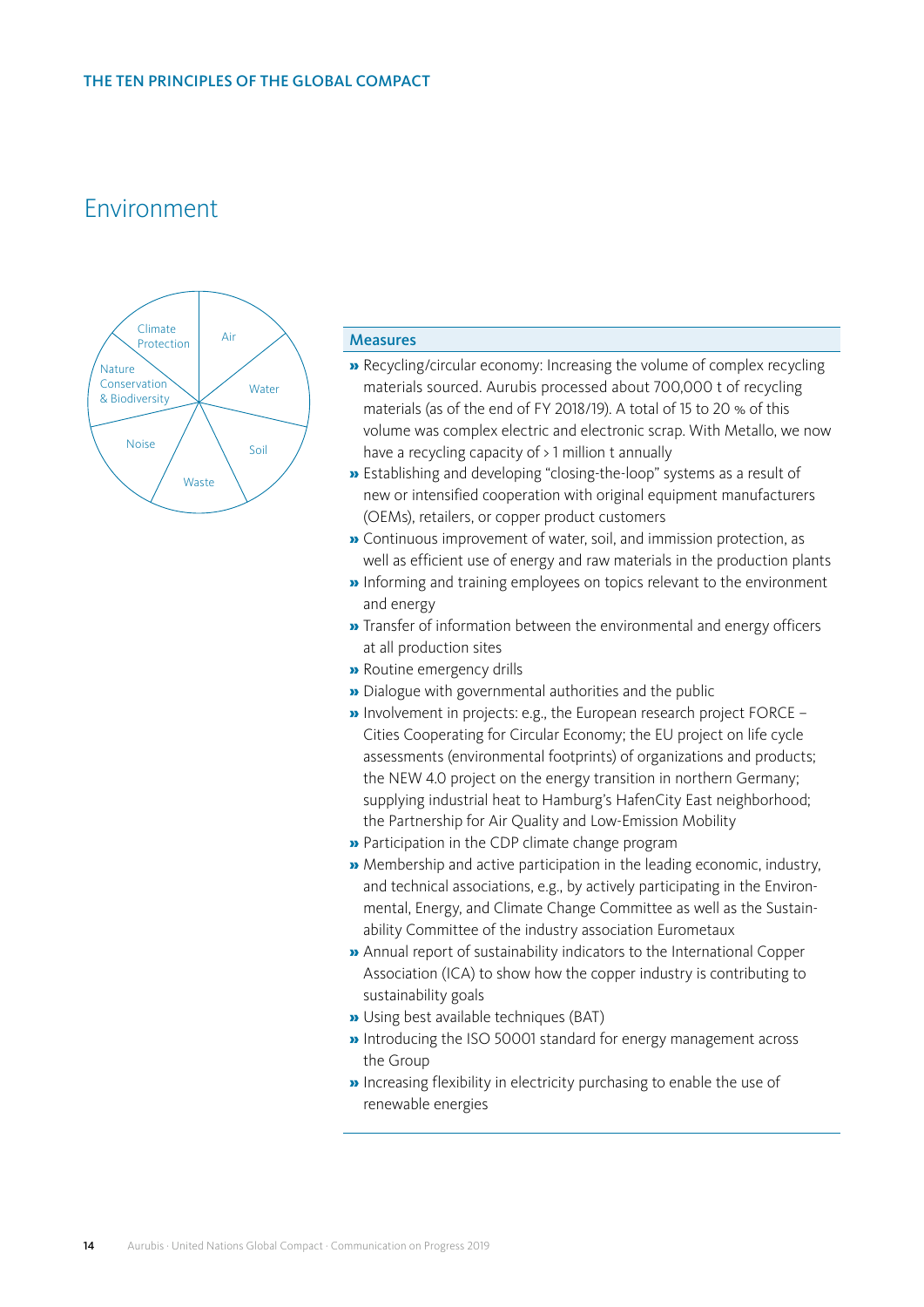THE TEN PRINCIPLES OF THE GLOBAL COMPACT

# Environment

Climate Protection, Air, Water, Soil, Waste, Noise, Nature Conservation & Biodiversity

## Measures

- Recycling/circular economy: Increasing the volume of complex recycling materials sourced. Aurubis processed about 700,000 t of recycling materials (as of the end of FY 2018/19). A total of 15 to 20 % of this volume was complex electric and electronic scrap. With Metallo, we now have a recycling capacity of > 1 million t annually
- Establishing and developing "closing-the-loop" systems as a result of new or intensified cooperation with original equipment manufacturers (OEMs), retailers, or copper product customers
- Continuous improvement of water, soil, and immission protection, as well as efficient use of energy and raw materials in the production plants
- Informing and training employees on topics relevant to the environment and energy
- Transfer of information between the environmental and energy officers at all production sites
- Routine emergency drills
- Dialogue with governmental authorities and the public
- Involvement in projects: e.g., the European research project FORCE – Cities Cooperating for Circular Economy; the EU project on life cycle assessments (environmental footprints) of organizations and products; the NEW 4.0 project on the energy transition in northern Germany; supplying industrial heat to Hamburg's HafenCity East neighborhood; the Partnership for Air Quality and Low-Emission Mobility
- Participation in the CDP climate change program
- Membership and active participation in the leading economic, industry, and technical associations, e.g., by actively participating in the Environmental, Energy, and Climate Change Committee as well as the Sustainability Committee of the industry association Eurometaux
- Annual report of sustainability indicators to the International Copper Association (ICA) to show how the copper industry is contributing to sustainability goals
- Using best available techniques (BAT)
- Introducing the ISO 50001 standard for energy management across the Group
- Increasing flexibility in electricity purchasing to enable the use of renewable energies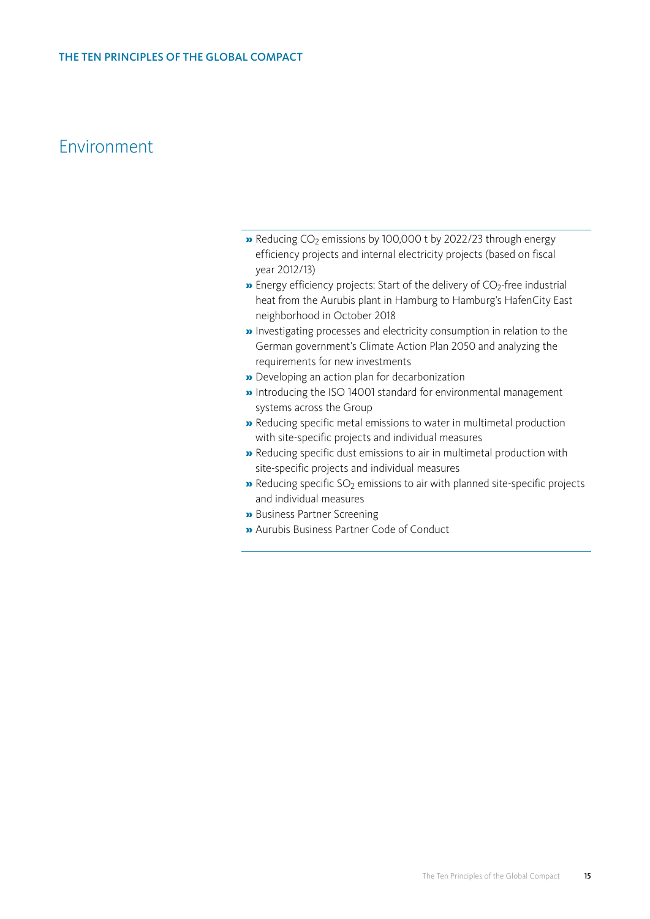# Environment

- Reducing $CO_2$ emissions by 100,000 t by 2022/23 through energy efficiency projects and internal electricity projects (based on fiscal year 2012/13)
- Energy efficiency projects: Start of the delivery of $CO_2$-free industrial heat from the Aurubis plant in Hamburg to Hamburg's HafenCity East neighborhood in October 2018
- Investigating processes and electricity consumption in relation to the German government's Climate Action Plan 2050 and analyzing the requirements for new investments
- Developing an action plan for decarbonization
- Introducing the ISO 14001 standard for environmental management systems across the Group
- Reducing specific metal emissions to water in multimetal production with site-specific projects and individual measures
- Reducing specific dust emissions to air in multimetal production with site-specific projects and individual measures
- Reducing specific $SO_2$ emissions to air with planned site-specific projects and individual measures
- Business Partner Screening
- Aurubis Business Partner Code of Conduct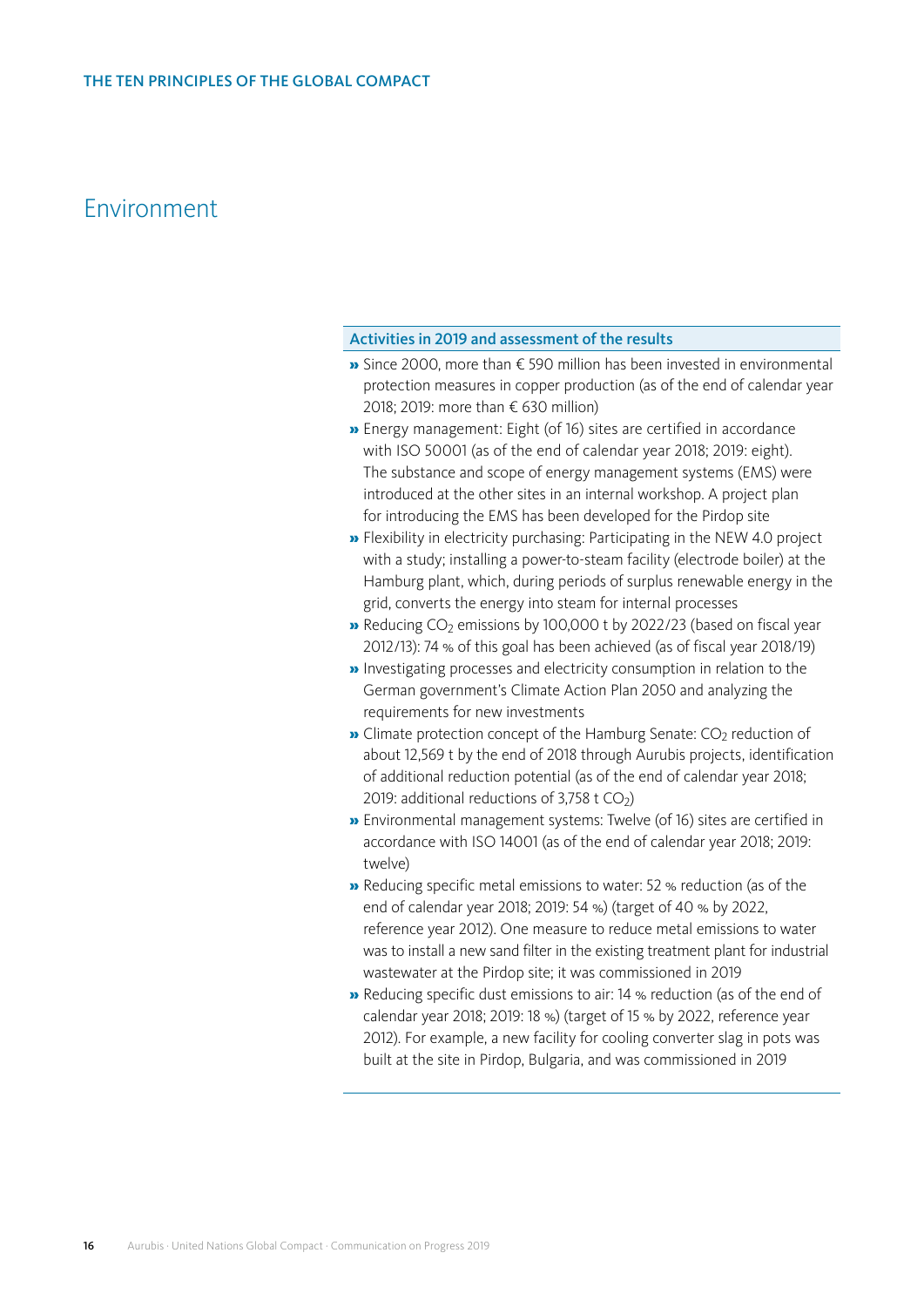# Environment

### Activities in 2019 and assessment of the results

- Since 2000, more than € 590 million has been invested in environmental protection measures in copper production (as of the end of calendar year 2018; 2019: more than € 630 million)
- Energy management: Eight (of 16) sites are certified in accordance with ISO 50001 (as of the end of calendar year 2018; 2019: eight). The substance and scope of energy management systems (EMS) were introduced at the other sites in an internal workshop. A project plan for introducing the EMS has been developed for the Pirdop site
- Flexibility in electricity purchasing: Participating in the NEW 4.0 project with a study; installing a power-to-steam facility (electrode boiler) at the Hamburg plant, which, during periods of surplus renewable energy in the grid, converts the energy into steam for internal processes
- Reducing $CO_2$ emissions by 100,000 t by 2022/23 (based on fiscal year 2012/13): 74 % of this goal has been achieved (as of fiscal year 2018/19)
- Investigating processes and electricity consumption in relation to the German government's Climate Action Plan 2050 and analyzing the requirements for new investments
- Climate protection concept of the Hamburg Senate: $CO_2$ reduction of about 12,569 t by the end of 2018 through Aurubis projects, identification of additional reduction potential (as of the end of calendar year 2018; 2019: additional reductions of 3,758 t $CO_2$)
- Environmental management systems: Twelve (of 16) sites are certified in accordance with ISO 14001 (as of the end of calendar year 2018; 2019: twelve)
- Reducing specific metal emissions to water: 52 % reduction (as of the end of calendar year 2018; 2019: 54 %) (target of 40 % by 2022, reference year 2012). One measure to reduce metal emissions to water was to install a new sand filter in the existing treatment plant for industrial wastewater at the Pirdop site; it was commissioned in 2019
- Reducing specific dust emissions to air: 14 % reduction (as of the end of calendar year 2018; 2019: 18 %) (target of 15 % by 2022, reference year 2012). For example, a new facility for cooling converter slag in pots was built at the site in Pirdop, Bulgaria, and was commissioned in 2019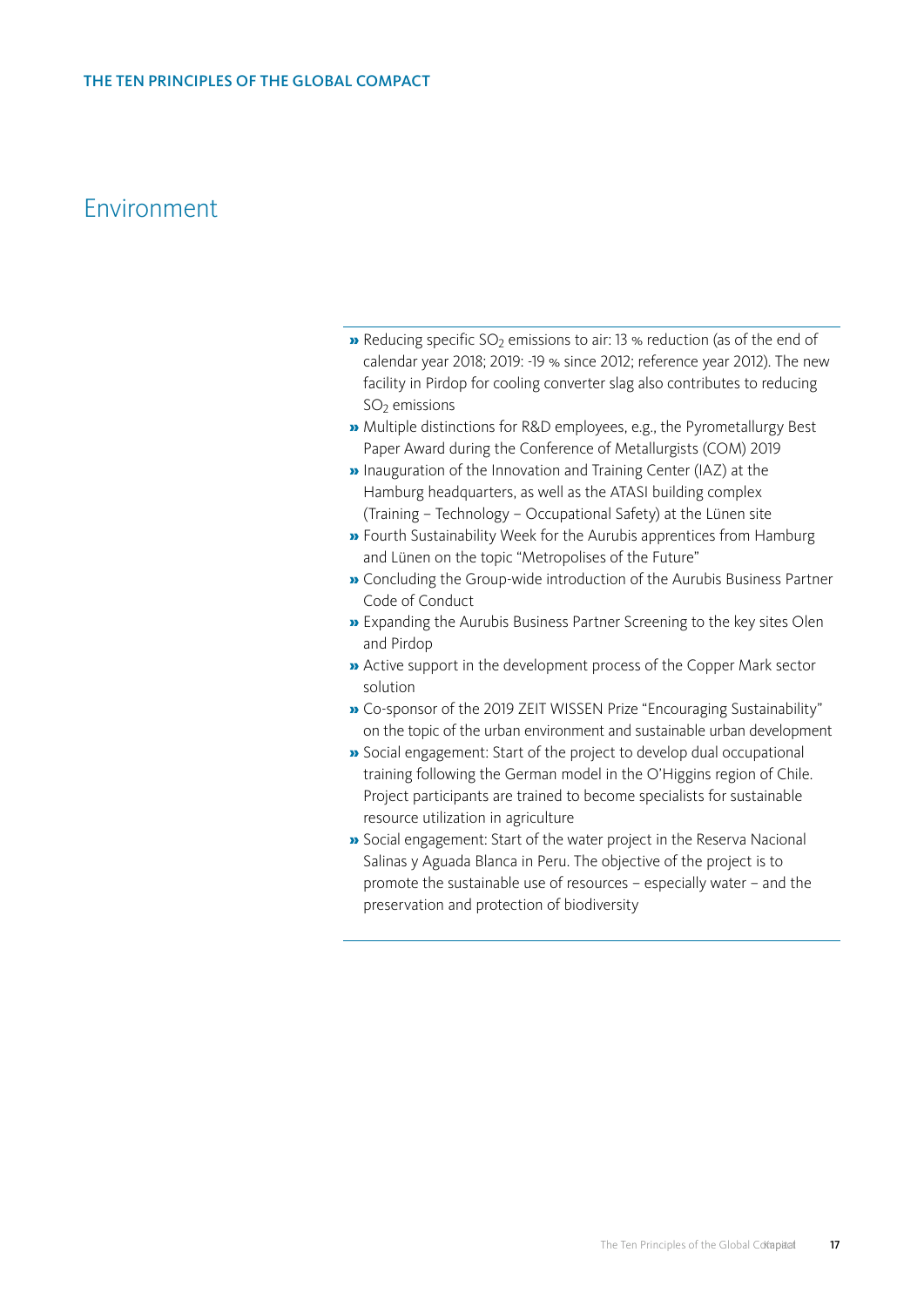# Environment

- Reducing specific $SO_2$ emissions to air: 13 % reduction (as of the end of calendar year 2018; 2019: -19 % since 2012; reference year 2012). The new facility in Pirdop for cooling converter slag also contributes to reducing $SO_2$ emissions
- Multiple distinctions for R&D employees, e.g., the Pyrometallurgy Best Paper Award during the Conference of Metallurgists (COM) 2019
- Inauguration of the Innovation and Training Center (IAZ) at the Hamburg headquarters, as well as the ATASI building complex (Training – Technology – Occupational Safety) at the Lünen site
- Fourth Sustainability Week for the Aurubis apprentices from Hamburg and Lünen on the topic "Metropolises of the Future"
- Concluding the Group-wide introduction of the Aurubis Business Partner Code of Conduct
- Expanding the Aurubis Business Partner Screening to the key sites Olen and Pirdop
- Active support in the development process of the Copper Mark sector solution
- Co-sponsor of the 2019 ZEIT WISSEN Prize "Encouraging Sustainability" on the topic of the urban environment and sustainable urban development
- Social engagement: Start of the project to develop dual occupational training following the German model in the O'Higgins region of Chile. Project participants are trained to become specialists for sustainable resource utilization in agriculture
- Social engagement: Start of the water project in the Reserva Nacional Salinas y Aguada Blanca in Peru. The objective of the project is to promote the sustainable use of resources – especially water – and the preservation and protection of biodiversity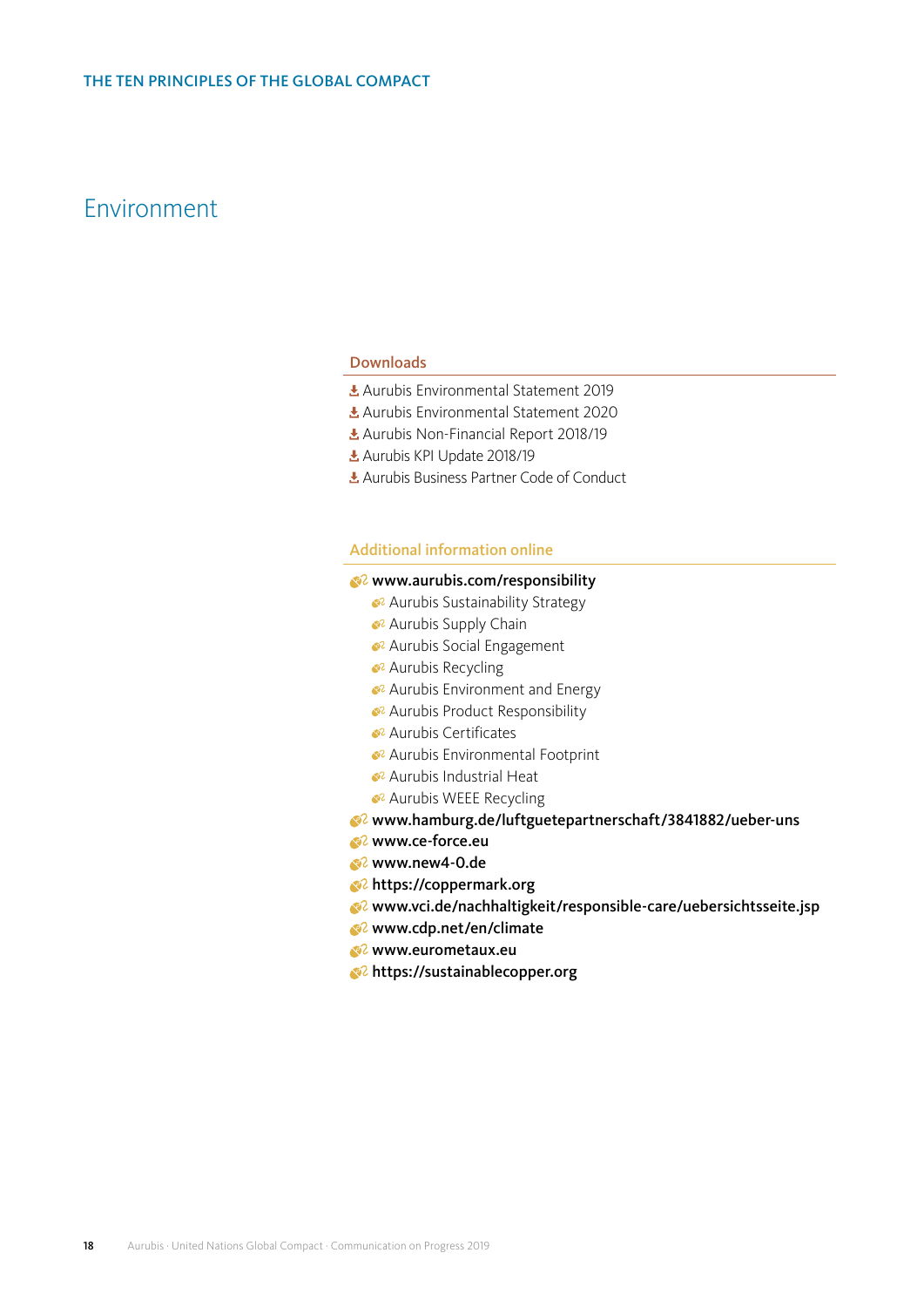## Environment

### Downloads

- Aurubis Environmental Statement 2019
- Aurubis Environmental Statement 2020
- Aurubis Non-Financial Report 2018/19
- Aurubis KPI Update 2018/19
- Aurubis Business Partner Code of Conduct

### Additional information online

- **www.aurubis.com/responsibility**
  - Aurubis Sustainability Strategy
  - Aurubis Supply Chain
  - Aurubis Social Engagement
  - Aurubis Recycling
  - Aurubis Environment and Energy
  - Aurubis Product Responsibility
  - Aurubis Certificates
  - Aurubis Environmental Footprint
  - Aurubis Industrial Heat
  - Aurubis WEEE Recycling
- **www.hamburg.de/luftguetepartnerschaft/3841882/ueber-uns**
- **www.ce-force.eu**
- **www.new4-0.de**
- **https://coppermark.org**
- **www.vci.de/nachhaltigkeit/responsible-care/uebersichtsseite.jsp**
- **www.cdp.net/en/climate**
- **www.eurometaux.eu**
- **https://sustainablecopper.org**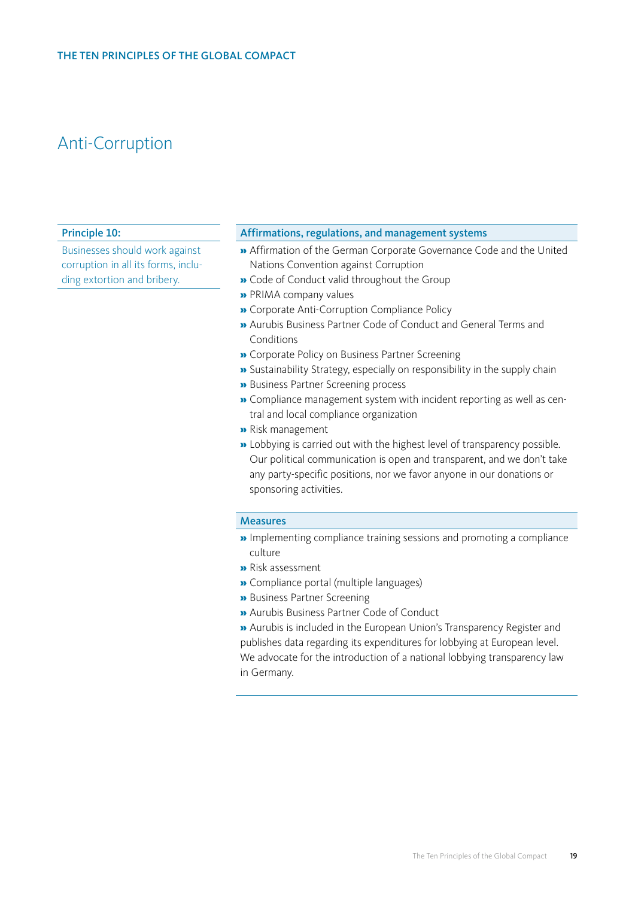# Anti-Corruption

**Principle 10:**

Businesses should work against corruption in all its forms, including extortion and bribery.

## Affirmations, regulations, and management systems

- Affirmation of the German Corporate Governance Code and the United Nations Convention against Corruption
- Code of Conduct valid throughout the Group
- PRIMA company values
- Corporate Anti-Corruption Compliance Policy
- Aurubis Business Partner Code of Conduct and General Terms and Conditions
- Corporate Policy on Business Partner Screening
- Sustainability Strategy, especially on responsibility in the supply chain
- Business Partner Screening process
- Compliance management system with incident reporting as well as central and local compliance organization
- Risk management
- Lobbying is carried out with the highest level of transparency possible. Our political communication is open and transparent, and we don't take any party-specific positions, nor we favor anyone in our donations or sponsoring activities.

## Measures

- Implementing compliance training sessions and promoting a compliance culture
- Risk assessment
- Compliance portal (multiple languages)
- Business Partner Screening
- Aurubis Business Partner Code of Conduct
- Aurubis is included in the European Union's Transparency Register and publishes data regarding its expenditures for lobbying at European level. We advocate for the introduction of a national lobbying transparency law in Germany.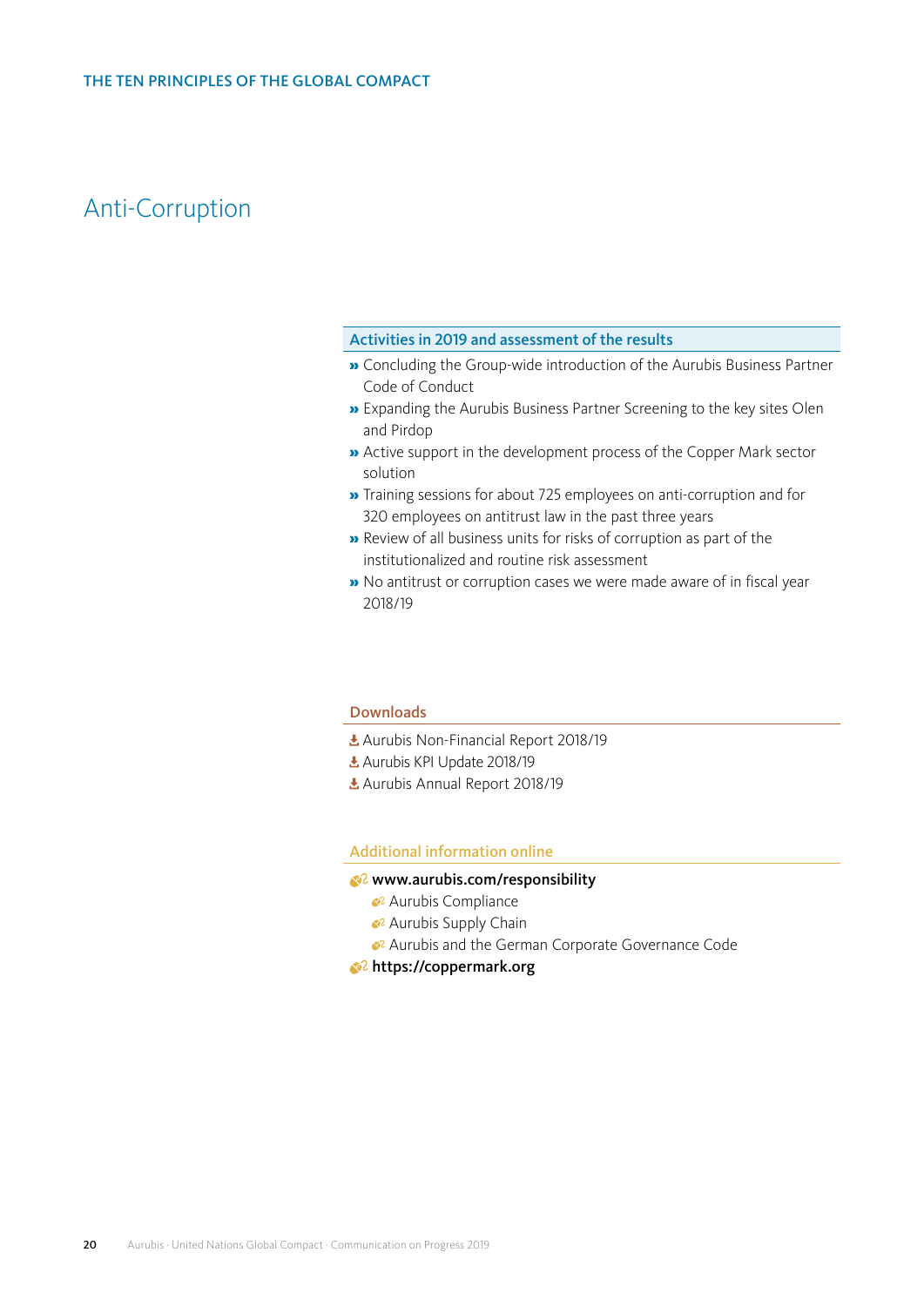# Anti-Corruption

### Activities in 2019 and assessment of the results

- Concluding the Group-wide introduction of the Aurubis Business Partner Code of Conduct
- Expanding the Aurubis Business Partner Screening to the key sites Olen and Pirdop
- Active support in the development process of the Copper Mark sector solution
- Training sessions for about 725 employees on anti-corruption and for 320 employees on antitrust law in the past three years
- Review of all business units for risks of corruption as part of the institutionalized and routine risk assessment
- No antitrust or corruption cases we were made aware of in fiscal year 2018/19

### Downloads

- Aurubis Non-Financial Report 2018/19
- Aurubis KPI Update 2018/19
- Aurubis Annual Report 2018/19

### Additional information online

- **www.aurubis.com/responsibility**
  - Aurubis Compliance
  - Aurubis Supply Chain
  - Aurubis and the German Corporate Governance Code
- **https://coppermark.org**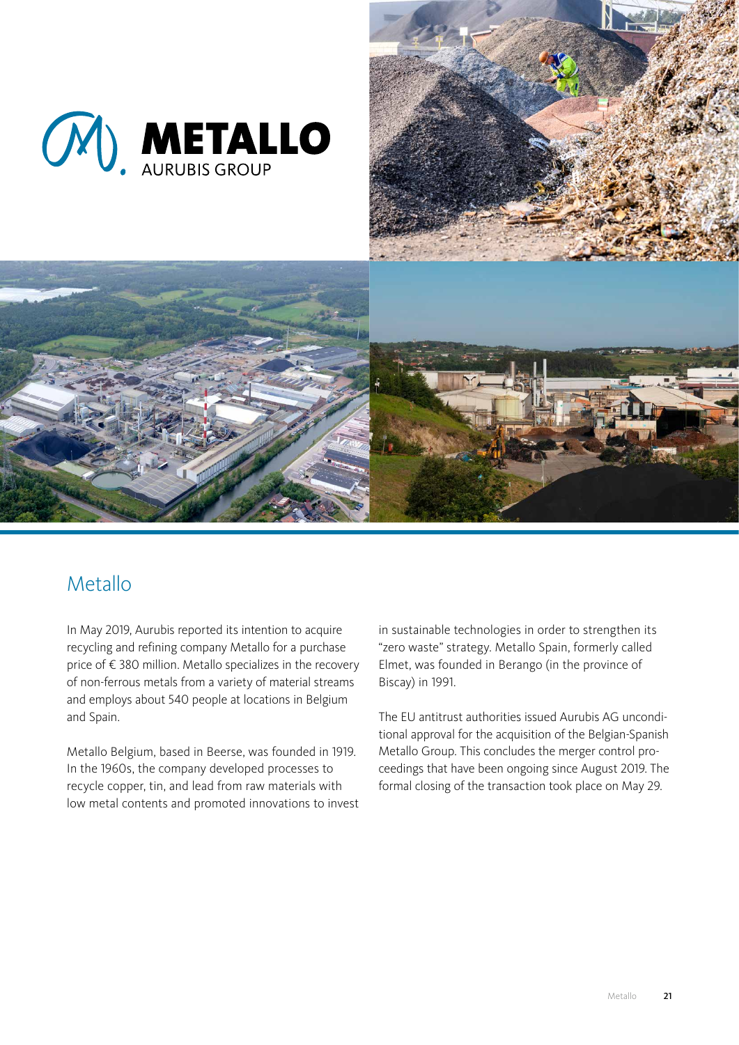# Metallo

In May 2019, Aurubis reported its intention to acquire recycling and refining company Metallo for a purchase price of € 380 million. Metallo specializes in the recovery of non-ferrous metals from a variety of material streams and employs about 540 people at locations in Belgium and Spain.

Metallo Belgium, based in Beerse, was founded in 1919. In the 1960s, the company developed processes to recycle copper, tin, and lead from raw materials with low metal contents and promoted innovations to invest in sustainable technologies in order to strengthen its "zero waste" strategy. Metallo Spain, formerly called Elmet, was founded in Berango (in the province of Biscay) in 1991.

The EU antitrust authorities issued Aurubis AG unconditional approval for the acquisition of the Belgian-Spanish Metallo Group. This concludes the merger control proceedings that have been ongoing since August 2019. The formal closing of the transaction took place on May 29.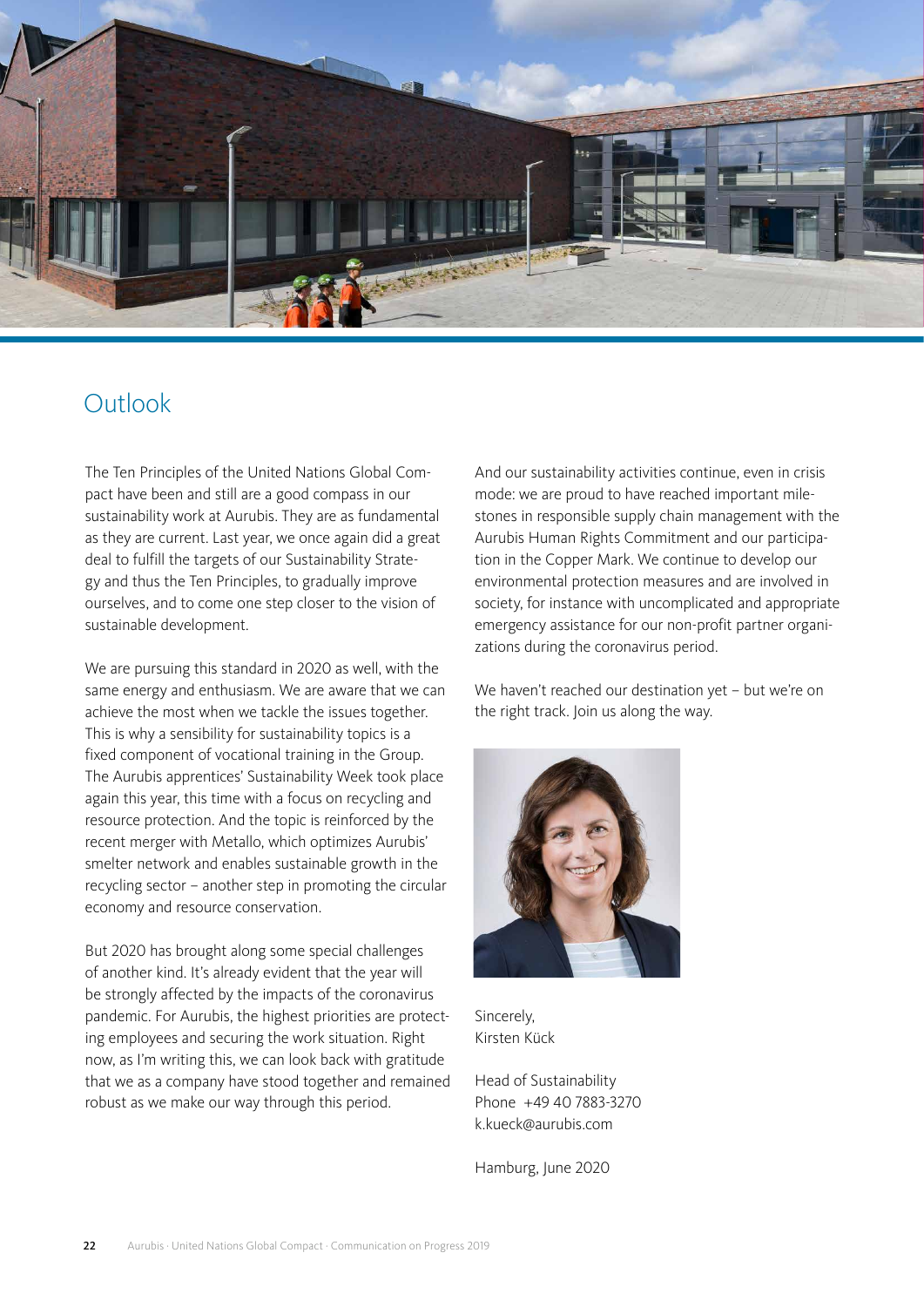# Outlook

The Ten Principles of the United Nations Global Compact have been and still are a good compass in our sustainability work at Aurubis. They are as fundamental as they are current. Last year, we once again did a great deal to fulfill the targets of our Sustainability Strategy and thus the Ten Principles, to gradually improve ourselves, and to come one step closer to the vision of sustainable development.

We are pursuing this standard in 2020 as well, with the same energy and enthusiasm. We are aware that we can achieve the most when we tackle the issues together. This is why a sensibility for sustainability topics is a fixed component of vocational training in the Group. The Aurubis apprentices' Sustainability Week took place again this year, this time with a focus on recycling and resource protection. And the topic is reinforced by the recent merger with Metallo, which optimizes Aurubis' smelter network and enables sustainable growth in the recycling sector – another step in promoting the circular economy and resource conservation.

But 2020 has brought along some special challenges of another kind. It's already evident that the year will be strongly affected by the impacts of the coronavirus pandemic. For Aurubis, the highest priorities are protecting employees and securing the work situation. Right now, as I'm writing this, we can look back with gratitude that we as a company have stood together and remained robust as we make our way through this period.

And our sustainability activities continue, even in crisis mode: we are proud to have reached important milestones in responsible supply chain management with the Aurubis Human Rights Commitment and our participation in the Copper Mark. We continue to develop our environmental protection measures and are involved in society, for instance with uncomplicated and appropriate emergency assistance for our non-profit partner organizations during the coronavirus period.

We haven't reached our destination yet – but we're on the right track. Join us along the way.

Sincerely,
Kirsten Kück

Head of Sustainability
Phone +49 40 7883-3270
k.kueck@aurubis.com

Hamburg, June 2020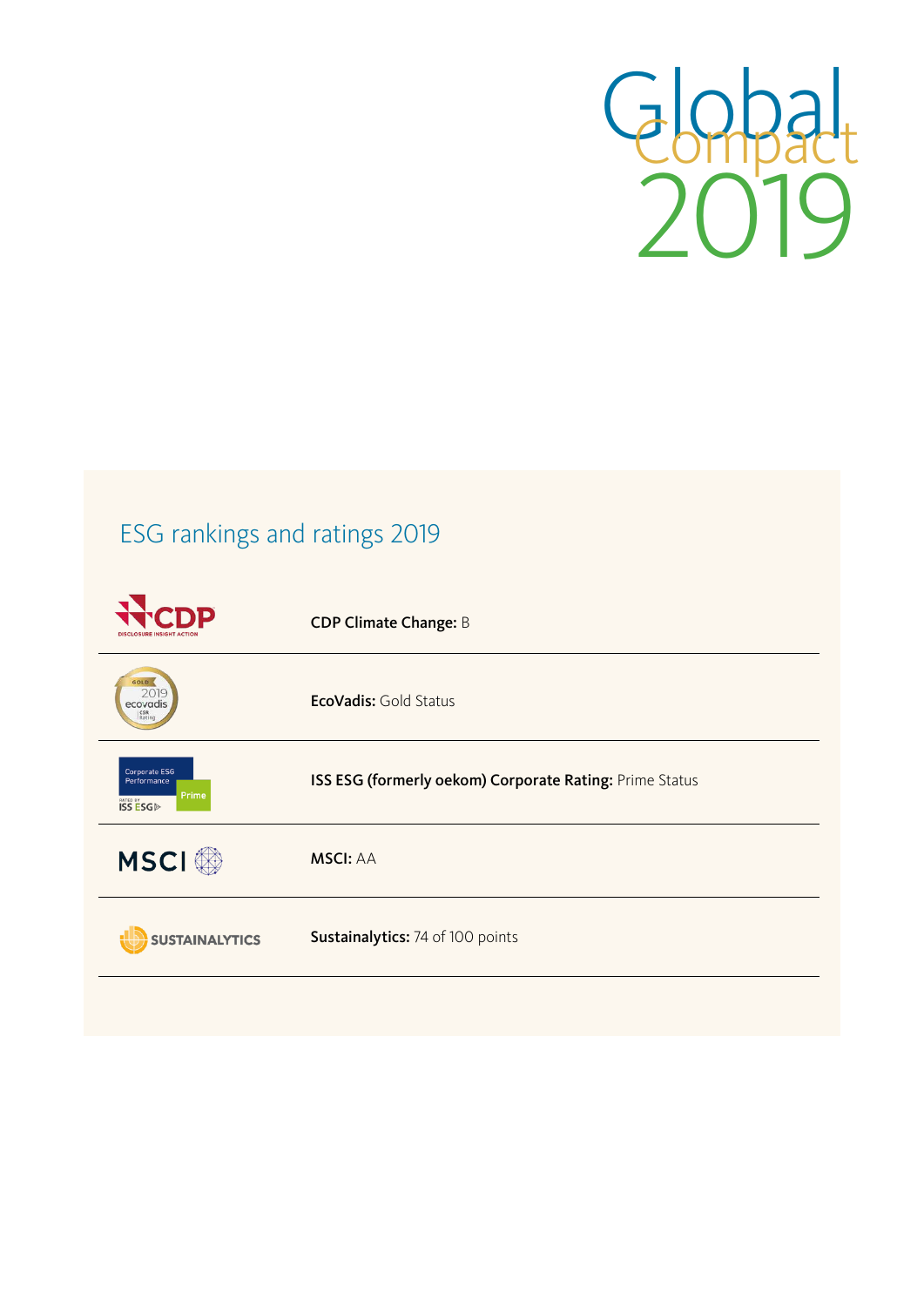Global Compact 2019

## ESG rankings and ratings 2019

**CDP Climate Change:** B

**EcoVadis:** Gold Status

**ISS ESG (formerly oekom) Corporate Rating:** Prime Status

**MSCI:** AA

**Sustainalytics:** 74 of 100 points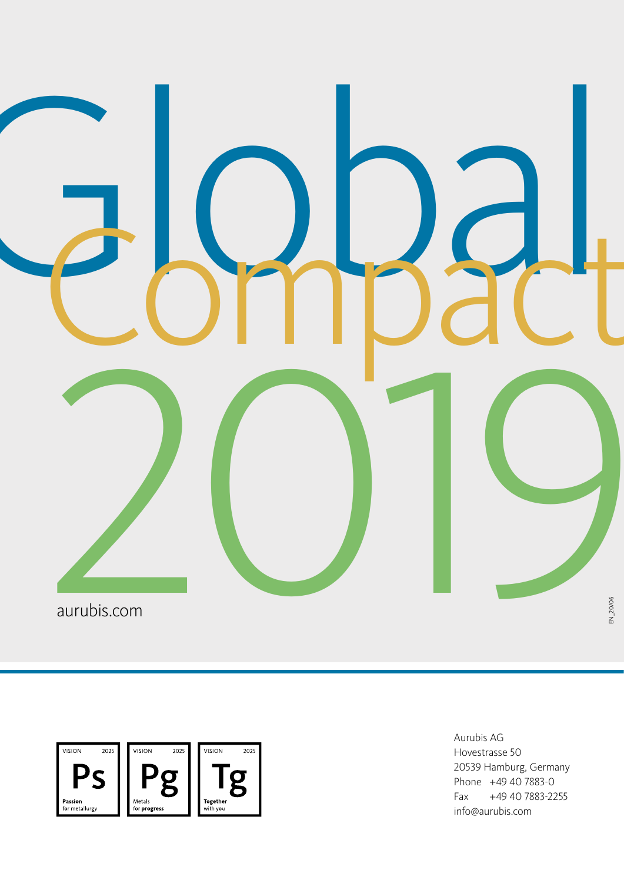# Global Compact 2019

aurubis.com

EN_20/06

VISION 2025
Ps
Passion for metallurgy

VISION 2025
Pg
Metals for progress

VISION 2025
Tg
Together with you

Aurubis AG
Hovestrasse 50
20539 Hamburg, Germany
Phone +49 40 7883-0
Fax +49 40 7883-2255
info@aurubis.com